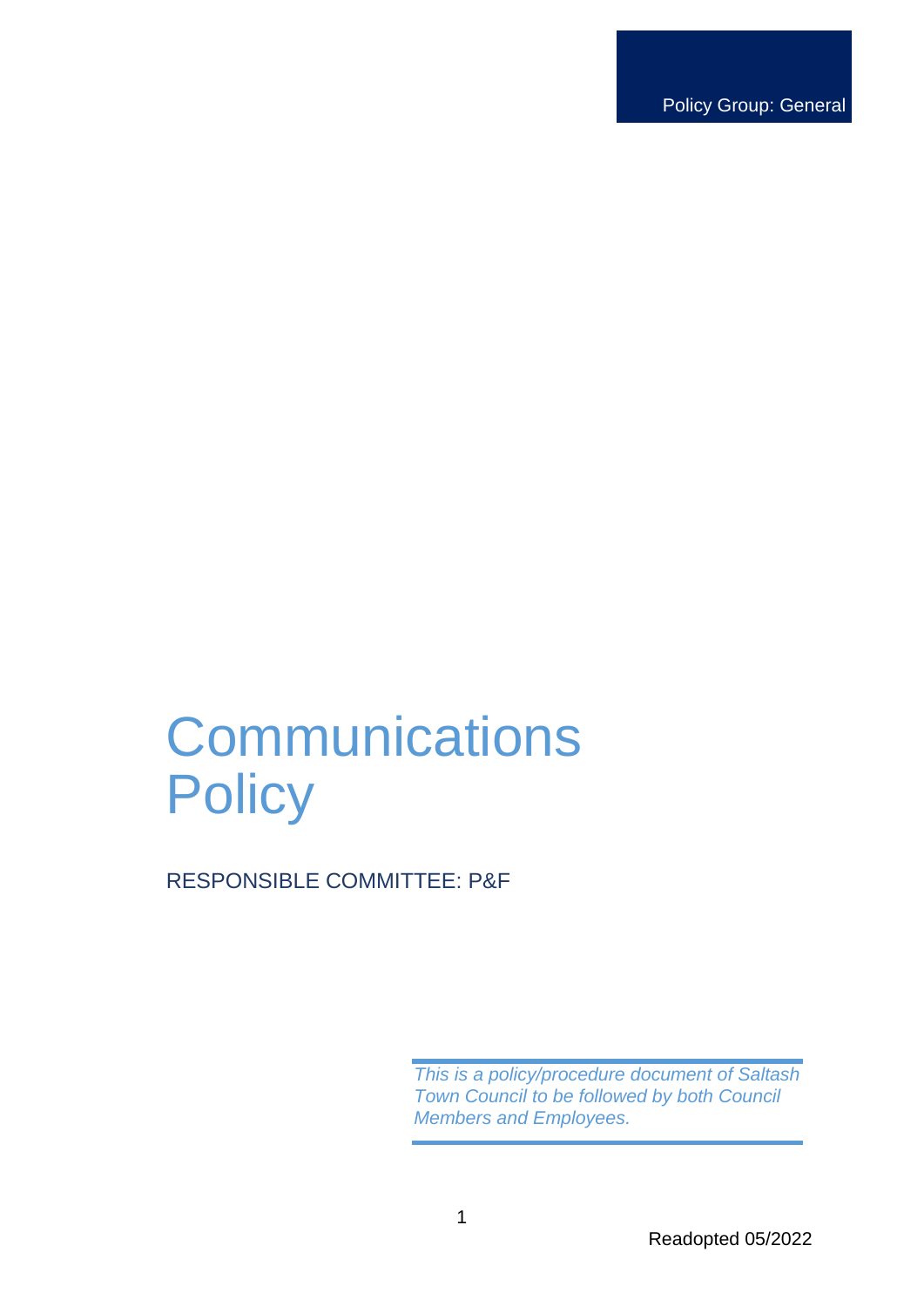Policy Group: General

# Communications Policy

RESPONSIBLE COMMITTEE: P&F

*This is a policy/procedure document of Saltash Town Council to be followed by both Council Members and Employees.*

Readopted 05/2022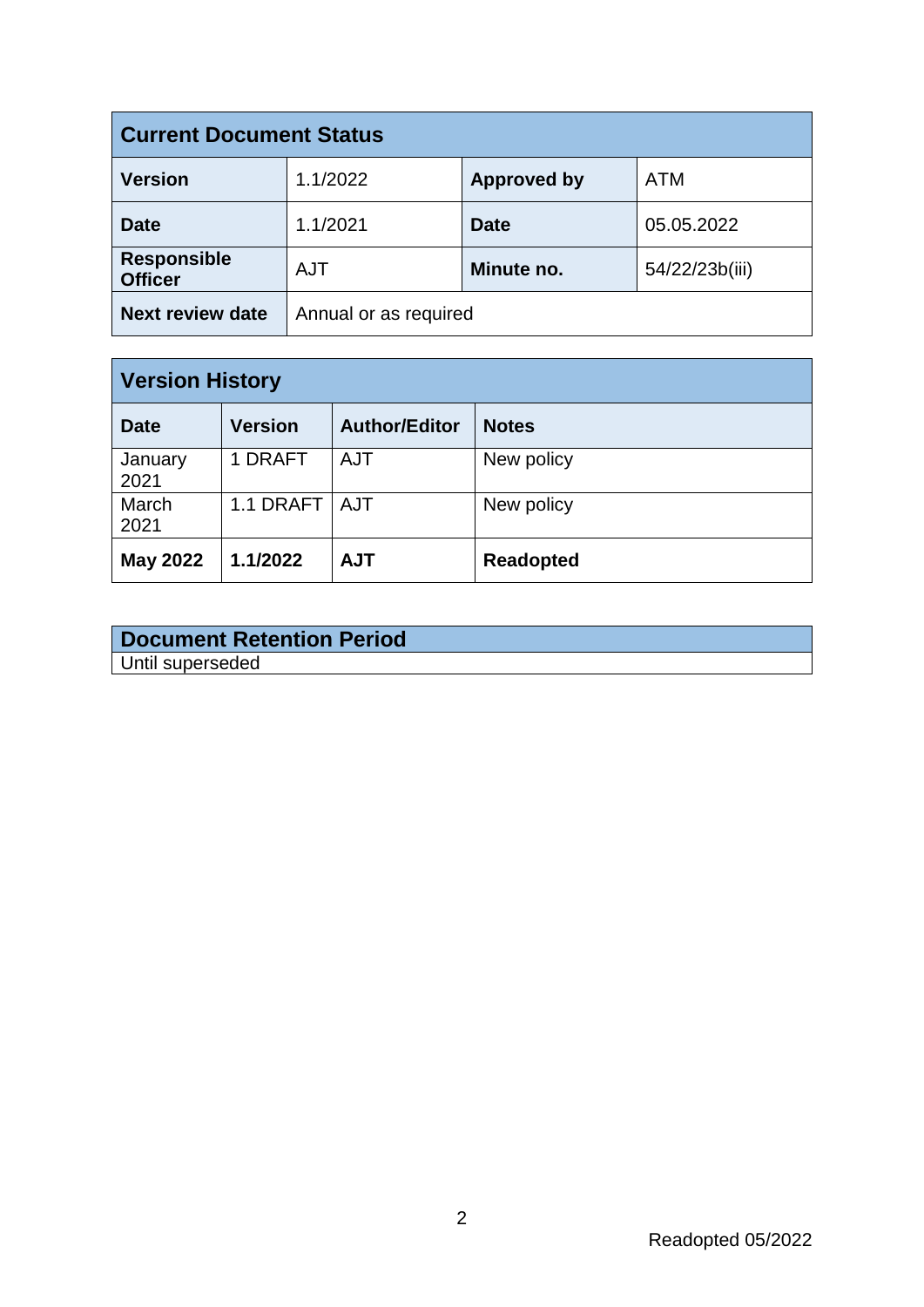| Current Document Status | | | |
|---|---|---|---|
| **Version** | 1.1/2022 | **Approved by** | ATM |
| **Date** | 1.1/2021 | **Date** | 05.05.2022 |
| **Responsible Officer** | AJT | **Minute no.** | 54/22/23b(iii) |
| **Next review date** | Annual or as required | | |

| Version History | | | |
|---|---|---|---|
| **Date** | **Version** | **Author/Editor** | **Notes** |
| January 2021 | 1 DRAFT | AJT | New policy |
| March 2021 | 1.1 DRAFT | AJT | New policy |
| **May 2022** | **1.1/2022** | **AJT** | **Readopted** |

| Document Retention Period |
|---|
| Until superseded |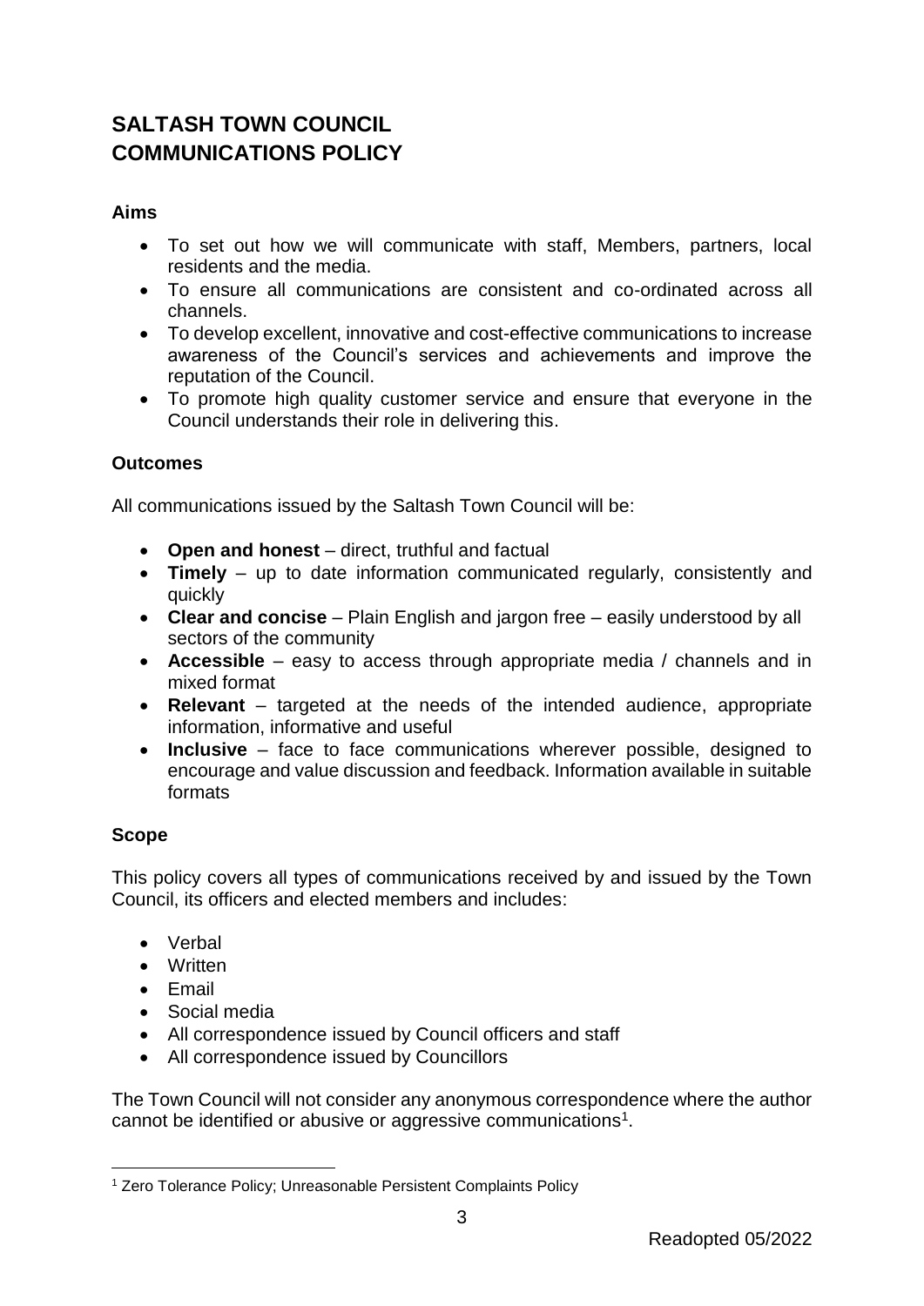# SALTASH TOWN COUNCIL
# COMMUNICATIONS POLICY

### Aims

- To set out how we will communicate with staff, Members, partners, local residents and the media.
- To ensure all communications are consistent and co-ordinated across all channels.
- To develop excellent, innovative and cost-effective communications to increase awareness of the Council's services and achievements and improve the reputation of the Council.
- To promote high quality customer service and ensure that everyone in the Council understands their role in delivering this.

### Outcomes

All communications issued by the Saltash Town Council will be:

- **Open and honest** – direct, truthful and factual
- **Timely** – up to date information communicated regularly, consistently and quickly
- **Clear and concise** – Plain English and jargon free – easily understood by all sectors of the community
- **Accessible** – easy to access through appropriate media / channels and in mixed format
- **Relevant** – targeted at the needs of the intended audience, appropriate information, informative and useful
- **Inclusive** – face to face communications wherever possible, designed to encourage and value discussion and feedback. Information available in suitable formats

### Scope

This policy covers all types of communications received by and issued by the Town Council, its officers and elected members and includes:

- Verbal
- Written
- Email
- Social media
- All correspondence issued by Council officers and staff
- All correspondence issued by Councillors

The Town Council will not consider any anonymous correspondence where the author cannot be identified or abusive or aggressive communications[1].

[1] Zero Tolerance Policy; Unreasonable Persistent Complaints Policy

Readopted 05/2022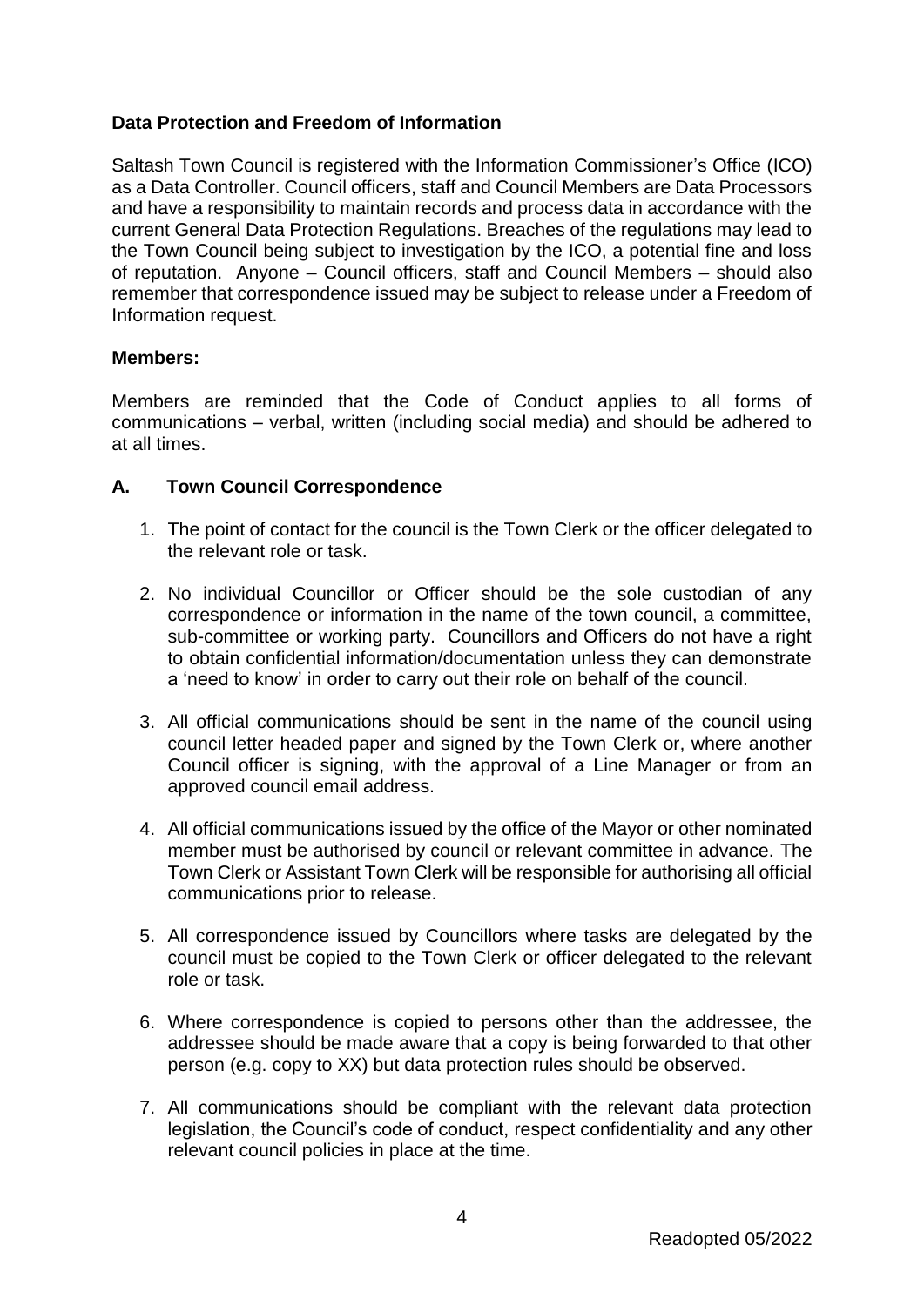**Data Protection and Freedom of Information**

Saltash Town Council is registered with the Information Commissioner's Office (ICO) as a Data Controller. Council officers, staff and Council Members are Data Processors and have a responsibility to maintain records and process data in accordance with the current General Data Protection Regulations. Breaches of the regulations may lead to the Town Council being subject to investigation by the ICO, a potential fine and loss of reputation. Anyone – Council officers, staff and Council Members – should also remember that correspondence issued may be subject to release under a Freedom of Information request.

**Members:**

Members are reminded that the Code of Conduct applies to all forms of communications – verbal, written (including social media) and should be adhered to at all times.

**A. Town Council Correspondence**

1. The point of contact for the council is the Town Clerk or the officer delegated to the relevant role or task.

2. No individual Councillor or Officer should be the sole custodian of any correspondence or information in the name of the town council, a committee, sub-committee or working party. Councillors and Officers do not have a right to obtain confidential information/documentation unless they can demonstrate a 'need to know' in order to carry out their role on behalf of the council.

3. All official communications should be sent in the name of the council using council letter headed paper and signed by the Town Clerk or, where another Council officer is signing, with the approval of a Line Manager or from an approved council email address.

4. All official communications issued by the office of the Mayor or other nominated member must be authorised by council or relevant committee in advance. The Town Clerk or Assistant Town Clerk will be responsible for authorising all official communications prior to release.

5. All correspondence issued by Councillors where tasks are delegated by the council must be copied to the Town Clerk or officer delegated to the relevant role or task.

6. Where correspondence is copied to persons other than the addressee, the addressee should be made aware that a copy is being forwarded to that other person (e.g. copy to XX) but data protection rules should be observed.

7. All communications should be compliant with the relevant data protection legislation, the Council's code of conduct, respect confidentiality and any other relevant council policies in place at the time.

Readopted 05/2022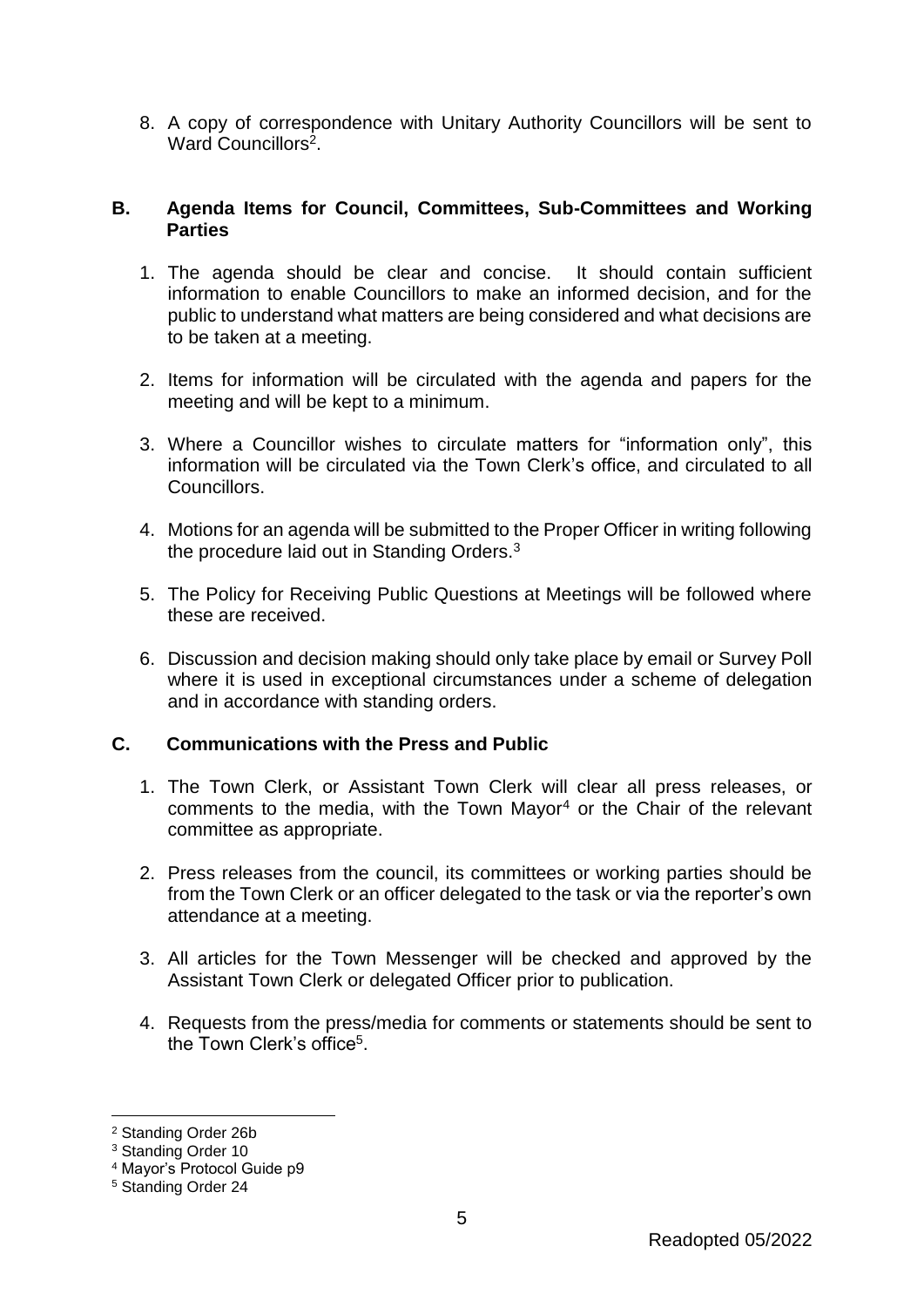8. A copy of correspondence with Unitary Authority Councillors will be sent to Ward Councillors[2].

## B. Agenda Items for Council, Committees, Sub-Committees and Working Parties

1. The agenda should be clear and concise. It should contain sufficient information to enable Councillors to make an informed decision, and for the public to understand what matters are being considered and what decisions are to be taken at a meeting.

2. Items for information will be circulated with the agenda and papers for the meeting and will be kept to a minimum.

3. Where a Councillor wishes to circulate matters for "information only", this information will be circulated via the Town Clerk's office, and circulated to all Councillors.

4. Motions for an agenda will be submitted to the Proper Officer in writing following the procedure laid out in Standing Orders.[3]

5. The Policy for Receiving Public Questions at Meetings will be followed where these are received.

6. Discussion and decision making should only take place by email or Survey Poll where it is used in exceptional circumstances under a scheme of delegation and in accordance with standing orders.

## C. Communications with the Press and Public

1. The Town Clerk, or Assistant Town Clerk will clear all press releases, or comments to the media, with the Town Mayor[4] or the Chair of the relevant committee as appropriate.

2. Press releases from the council, its committees or working parties should be from the Town Clerk or an officer delegated to the task or via the reporter's own attendance at a meeting.

3. All articles for the Town Messenger will be checked and approved by the Assistant Town Clerk or delegated Officer prior to publication.

4. Requests from the press/media for comments or statements should be sent to the Town Clerk's office[5].

---

[2] Standing Order 26b

[3] Standing Order 10

[4] Mayor's Protocol Guide p9

[5] Standing Order 24

Readopted 05/2022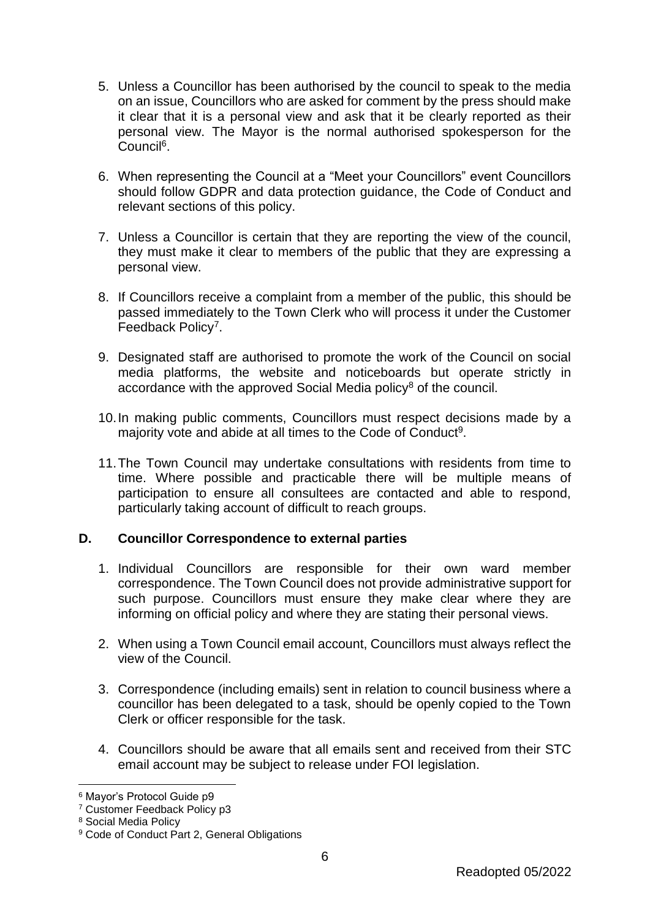5. Unless a Councillor has been authorised by the council to speak to the media on an issue, Councillors who are asked for comment by the press should make it clear that it is a personal view and ask that it be clearly reported as their personal view. The Mayor is the normal authorised spokesperson for the Council[6].

6. When representing the Council at a "Meet your Councillors" event Councillors should follow GDPR and data protection guidance, the Code of Conduct and relevant sections of this policy.

7. Unless a Councillor is certain that they are reporting the view of the council, they must make it clear to members of the public that they are expressing a personal view.

8. If Councillors receive a complaint from a member of the public, this should be passed immediately to the Town Clerk who will process it under the Customer Feedback Policy[7].

9. Designated staff are authorised to promote the work of the Council on social media platforms, the website and noticeboards but operate strictly in accordance with the approved Social Media policy[8] of the council.

10. In making public comments, Councillors must respect decisions made by a majority vote and abide at all times to the Code of Conduct[9].

11. The Town Council may undertake consultations with residents from time to time. Where possible and practicable there will be multiple means of participation to ensure all consultees are contacted and able to respond, particularly taking account of difficult to reach groups.

## D. Councillor Correspondence to external parties

1. Individual Councillors are responsible for their own ward member correspondence. The Town Council does not provide administrative support for such purpose. Councillors must ensure they make clear where they are informing on official policy and where they are stating their personal views.

2. When using a Town Council email account, Councillors must always reflect the view of the Council.

3. Correspondence (including emails) sent in relation to council business where a councillor has been delegated to a task, should be openly copied to the Town Clerk or officer responsible for the task.

4. Councillors should be aware that all emails sent and received from their STC email account may be subject to release under FOI legislation.

---

[6] Mayor's Protocol Guide p9

[7] Customer Feedback Policy p3

[8] Social Media Policy

[9] Code of Conduct Part 2, General Obligations

Readopted 05/2022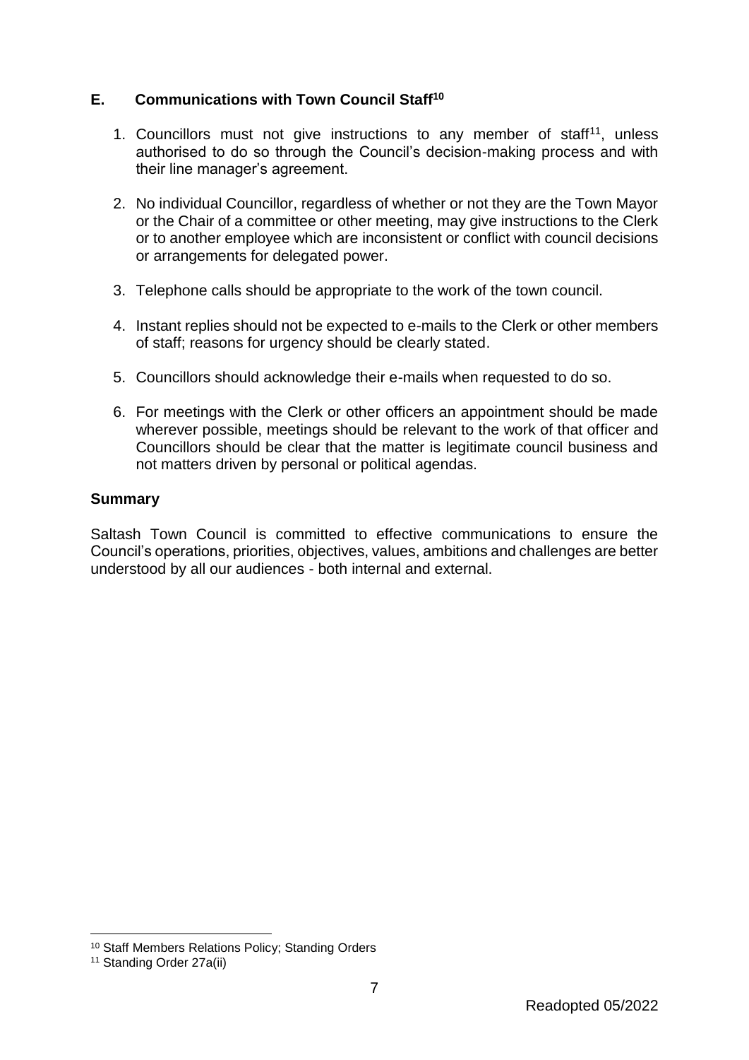## E. Communications with Town Council Staff[10]

1. Councillors must not give instructions to any member of staff[11], unless authorised to do so through the Council's decision-making process and with their line manager's agreement.

2. No individual Councillor, regardless of whether or not they are the Town Mayor or the Chair of a committee or other meeting, may give instructions to the Clerk or to another employee which are inconsistent or conflict with council decisions or arrangements for delegated power.

3. Telephone calls should be appropriate to the work of the town council.

4. Instant replies should not be expected to e-mails to the Clerk or other members of staff; reasons for urgency should be clearly stated.

5. Councillors should acknowledge their e-mails when requested to do so.

6. For meetings with the Clerk or other officers an appointment should be made wherever possible, meetings should be relevant to the work of that officer and Councillors should be clear that the matter is legitimate council business and not matters driven by personal or political agendas.

## Summary

Saltash Town Council is committed to effective communications to ensure the Council's operations, priorities, objectives, values, ambitions and challenges are better understood by all our audiences - both internal and external.

---

[10] Staff Members Relations Policy; Standing Orders

[11] Standing Order 27a(ii)

Readopted 05/2022